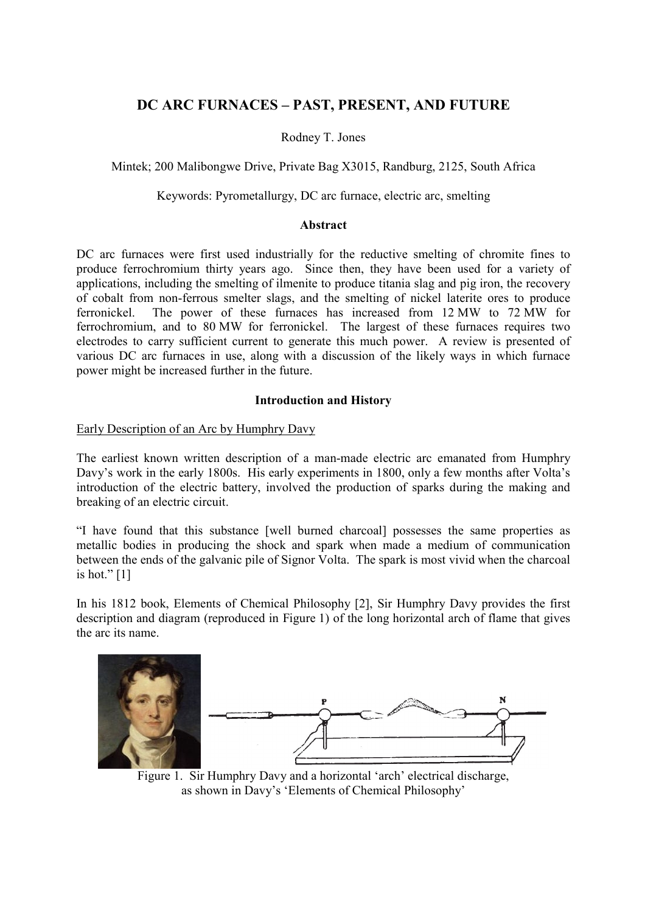# DC ARC FURNACES – PAST, PRESENT, AND FUTURE

Rodney T. Jones

Mintek; 200 Malibongwe Drive, Private Bag X3015, Randburg, 2125, South Africa

Keywords: Pyrometallurgy, DC arc furnace, electric arc, smelting

## Abstract

DC arc furnaces were first used industrially for the reductive smelting of chromite fines to produce ferrochromium thirty years ago. Since then, they have been used for a variety of applications, including the smelting of ilmenite to produce titania slag and pig iron, the recovery of cobalt from non-ferrous smelter slags, and the smelting of nickel laterite ores to produce ferronickel. The power of these furnaces has increased from 12 MW to 72 MW for ferrochromium, and to 80 MW for ferronickel. The largest of these furnaces requires two electrodes to carry sufficient current to generate this much power. A review is presented of various DC arc furnaces in use, along with a discussion of the likely ways in which furnace power might be increased further in the future.

## Introduction and History

### Early Description of an Arc by Humphry Davy

The earliest known written description of a man-made electric arc emanated from Humphry Davy's work in the early 1800s. His early experiments in 1800, only a few months after Volta's introduction of the electric battery, involved the production of sparks during the making and breaking of an electric circuit.

"I have found that this substance [well burned charcoal] possesses the same properties as metallic bodies in producing the shock and spark when made a medium of communication between the ends of the galvanic pile of Signor Volta. The spark is most vivid when the charcoal is hot." [1]

In his 1812 book, Elements of Chemical Philosophy [2], Sir Humphry Davy provides the first description and diagram (reproduced in Figure 1) of the long horizontal arch of flame that gives the arc its name.

Figure 1. Sir Humphry Davy and a horizontal 'arch' electrical discharge, as shown in Davy's 'Elements of Chemical Philosophy'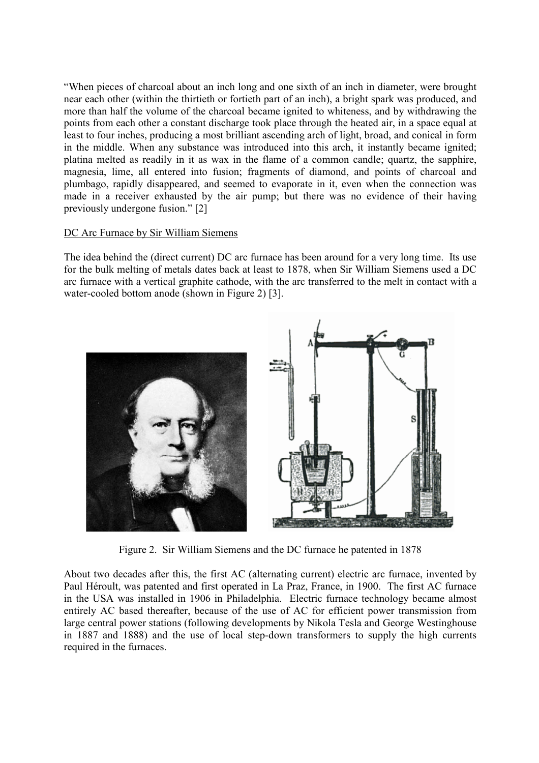"When pieces of charcoal about an inch long and one sixth of an inch in diameter, were brought near each other (within the thirtieth or fortieth part of an inch), a bright spark was produced, and more than half the volume of the charcoal became ignited to whiteness, and by withdrawing the points from each other a constant discharge took place through the heated air, in a space equal at least to four inches, producing a most brilliant ascending arch of light, broad, and conical in form in the middle. When any substance was introduced into this arch, it instantly became ignited; platina melted as readily in it as wax in the flame of a common candle; quartz, the sapphire, magnesia, lime, all entered into fusion; fragments of diamond, and points of charcoal and plumbago, rapidly disappeared, and seemed to evaporate in it, even when the connection was made in a receiver exhausted by the air pump; but there was no evidence of their having previously undergone fusion." [2]

DC Arc Furnace by Sir William Siemens

The idea behind the (direct current) DC arc furnace has been around for a very long time. Its use for the bulk melting of metals dates back at least to 1878, when Sir William Siemens used a DC arc furnace with a vertical graphite cathode, with the arc transferred to the melt in contact with a water-cooled bottom anode (shown in Figure 2) [3].

Figure 2. Sir William Siemens and the DC furnace he patented in 1878

About two decades after this, the first AC (alternating current) electric arc furnace, invented by Paul Héroult, was patented and first operated in La Praz, France, in 1900. The first AC furnace in the USA was installed in 1906 in Philadelphia. Electric furnace technology became almost entirely AC based thereafter, because of the use of AC for efficient power transmission from large central power stations (following developments by Nikola Tesla and George Westinghouse in 1887 and 1888) and the use of local step-down transformers to supply the high currents required in the furnaces.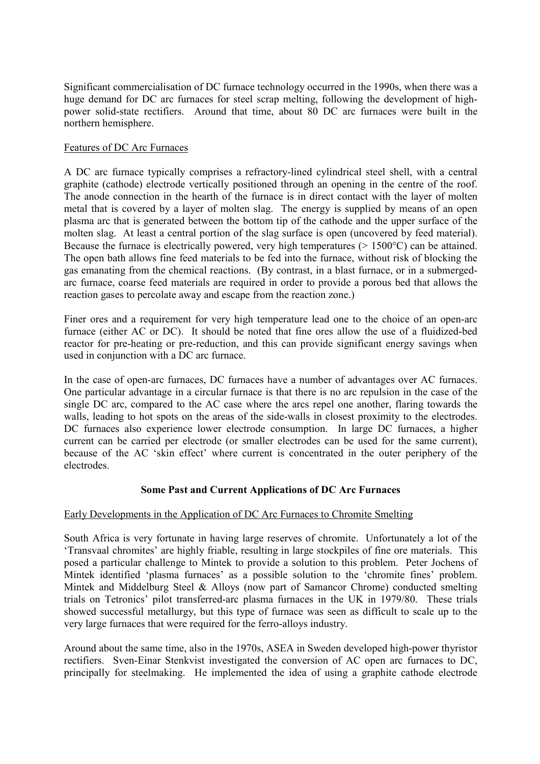Significant commercialisation of DC furnace technology occurred in the 1990s, when there was a huge demand for DC arc furnaces for steel scrap melting, following the development of high-power solid-state rectifiers. Around that time, about 80 DC arc furnaces were built in the northern hemisphere.

Features of DC Arc Furnaces

A DC arc furnace typically comprises a refractory-lined cylindrical steel shell, with a central graphite (cathode) electrode vertically positioned through an opening in the centre of the roof. The anode connection in the hearth of the furnace is in direct contact with the layer of molten metal that is covered by a layer of molten slag. The energy is supplied by means of an open plasma arc that is generated between the bottom tip of the cathode and the upper surface of the molten slag. At least a central portion of the slag surface is open (uncovered by feed material). Because the furnace is electrically powered, very high temperatures (> 1500°C) can be attained. The open bath allows fine feed materials to be fed into the furnace, without risk of blocking the gas emanating from the chemical reactions. (By contrast, in a blast furnace, or in a submerged-arc furnace, coarse feed materials are required in order to provide a porous bed that allows the reaction gases to percolate away and escape from the reaction zone.)

Finer ores and a requirement for very high temperature lead one to the choice of an open-arc furnace (either AC or DC). It should be noted that fine ores allow the use of a fluidized-bed reactor for pre-heating or pre-reduction, and this can provide significant energy savings when used in conjunction with a DC arc furnace.

In the case of open-arc furnaces, DC furnaces have a number of advantages over AC furnaces. One particular advantage in a circular furnace is that there is no arc repulsion in the case of the single DC arc, compared to the AC case where the arcs repel one another, flaring towards the walls, leading to hot spots on the areas of the side-walls in closest proximity to the electrodes. DC furnaces also experience lower electrode consumption. In large DC furnaces, a higher current can be carried per electrode (or smaller electrodes can be used for the same current), because of the AC 'skin effect' where current is concentrated in the outer periphery of the electrodes.

## Some Past and Current Applications of DC Arc Furnaces

Early Developments in the Application of DC Arc Furnaces to Chromite Smelting

South Africa is very fortunate in having large reserves of chromite. Unfortunately a lot of the 'Transvaal chromites' are highly friable, resulting in large stockpiles of fine ore materials. This posed a particular challenge to Mintek to provide a solution to this problem. Peter Jochens of Mintek identified 'plasma furnaces' as a possible solution to the 'chromite fines' problem. Mintek and Middelburg Steel & Alloys (now part of Samancor Chrome) conducted smelting trials on Tetronics' pilot transferred-arc plasma furnaces in the UK in 1979/80. These trials showed successful metallurgy, but this type of furnace was seen as difficult to scale up to the very large furnaces that were required for the ferro-alloys industry.

Around about the same time, also in the 1970s, ASEA in Sweden developed high-power thyristor rectifiers. Sven-Einar Stenkvist investigated the conversion of AC open arc furnaces to DC, principally for steelmaking. He implemented the idea of using a graphite cathode electrode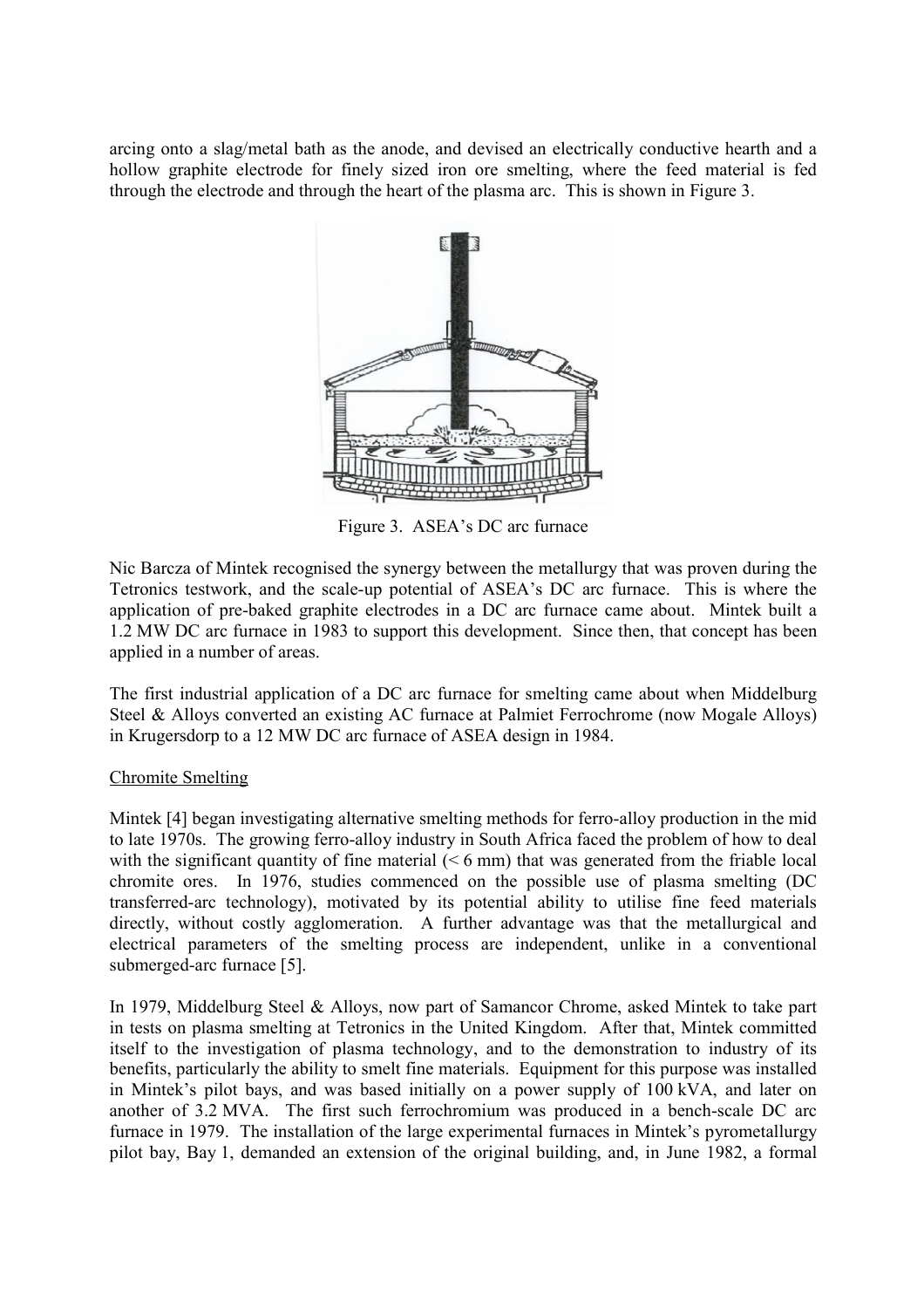arcing onto a slag/metal bath as the anode, and devised an electrically conductive hearth and a hollow graphite electrode for finely sized iron ore smelting, where the feed material is fed through the electrode and through the heart of the plasma arc. This is shown in Figure 3.

Figure 3. ASEA's DC arc furnace

Nic Barcza of Mintek recognised the synergy between the metallurgy that was proven during the Tetronics testwork, and the scale-up potential of ASEA's DC arc furnace. This is where the application of pre-baked graphite electrodes in a DC arc furnace came about. Mintek built a 1.2 MW DC arc furnace in 1983 to support this development. Since then, that concept has been applied in a number of areas.

The first industrial application of a DC arc furnace for smelting came about when Middelburg Steel & Alloys converted an existing AC furnace at Palmiet Ferrochrome (now Mogale Alloys) in Krugersdorp to a 12 MW DC arc furnace of ASEA design in 1984.

## Chromite Smelting

Mintek [4] began investigating alternative smelting methods for ferro-alloy production in the mid to late 1970s. The growing ferro-alloy industry in South Africa faced the problem of how to deal with the significant quantity of fine material (< 6 mm) that was generated from the friable local chromite ores. In 1976, studies commenced on the possible use of plasma smelting (DC transferred-arc technology), motivated by its potential ability to utilise fine feed materials directly, without costly agglomeration. A further advantage was that the metallurgical and electrical parameters of the smelting process are independent, unlike in a conventional submerged-arc furnace [5].

In 1979, Middelburg Steel & Alloys, now part of Samancor Chrome, asked Mintek to take part in tests on plasma smelting at Tetronics in the United Kingdom. After that, Mintek committed itself to the investigation of plasma technology, and to the demonstration to industry of its benefits, particularly the ability to smelt fine materials. Equipment for this purpose was installed in Mintek's pilot bays, and was based initially on a power supply of 100 kVA, and later on another of 3.2 MVA. The first such ferrochromium was produced in a bench-scale DC arc furnace in 1979. The installation of the large experimental furnaces in Mintek's pyrometallurgy pilot bay, Bay 1, demanded an extension of the original building, and, in June 1982, a formal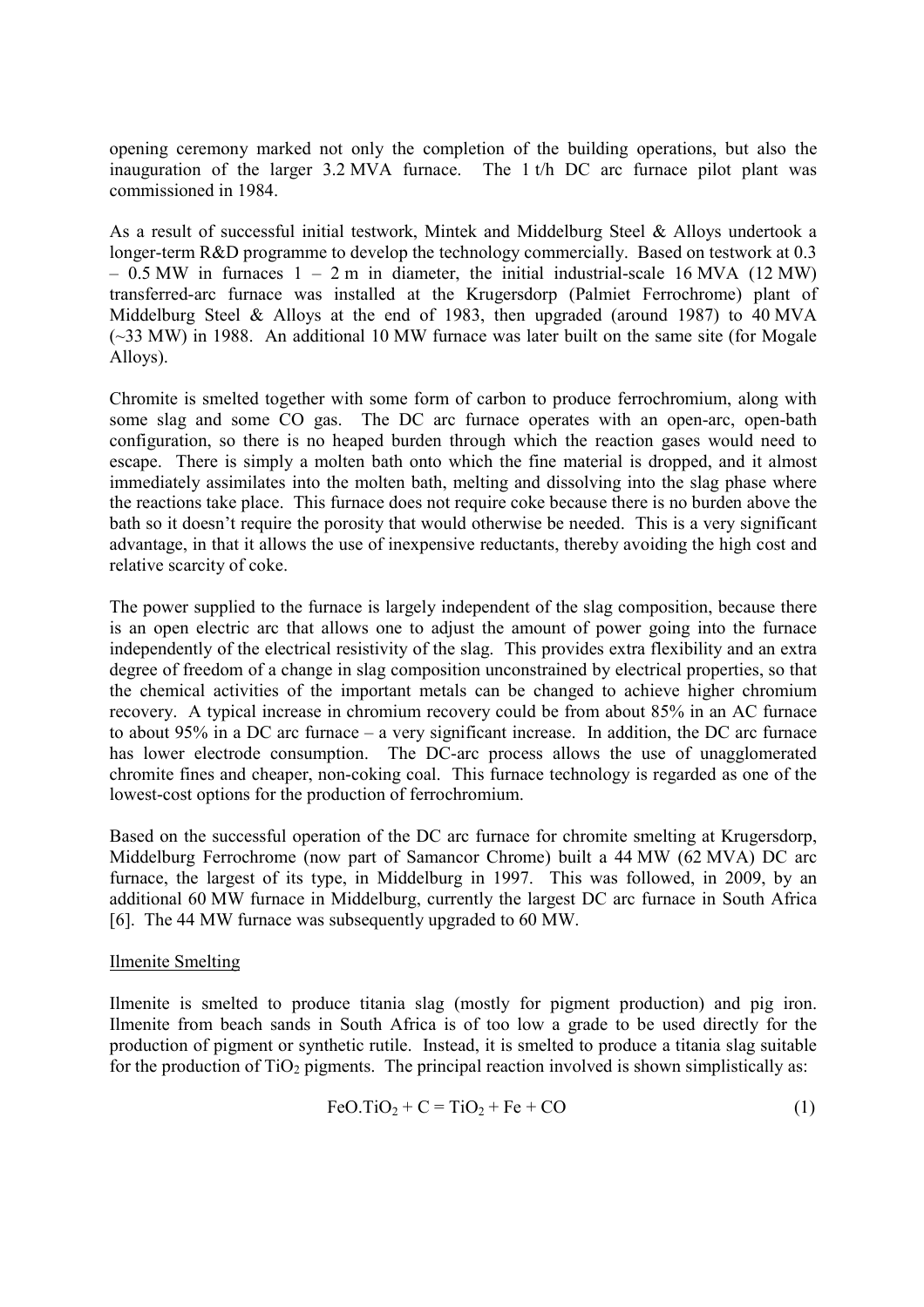opening ceremony marked not only the completion of the building operations, but also the inauguration of the larger 3.2 MVA furnace. The 1 t/h DC arc furnace pilot plant was commissioned in 1984.

As a result of successful initial testwork, Mintek and Middelburg Steel & Alloys undertook a longer-term R&D programme to develop the technology commercially. Based on testwork at 0.3 – 0.5 MW in furnaces 1 – 2 m in diameter, the initial industrial-scale 16 MVA (12 MW) transferred-arc furnace was installed at the Krugersdorp (Palmiet Ferrochrome) plant of Middelburg Steel & Alloys at the end of 1983, then upgraded (around 1987) to 40 MVA (~33 MW) in 1988. An additional 10 MW furnace was later built on the same site (for Mogale Alloys).

Chromite is smelted together with some form of carbon to produce ferrochromium, along with some slag and some CO gas. The DC arc furnace operates with an open-arc, open-bath configuration, so there is no heaped burden through which the reaction gases would need to escape. There is simply a molten bath onto which the fine material is dropped, and it almost immediately assimilates into the molten bath, melting and dissolving into the slag phase where the reactions take place. This furnace does not require coke because there is no burden above the bath so it doesn't require the porosity that would otherwise be needed. This is a very significant advantage, in that it allows the use of inexpensive reductants, thereby avoiding the high cost and relative scarcity of coke.

The power supplied to the furnace is largely independent of the slag composition, because there is an open electric arc that allows one to adjust the amount of power going into the furnace independently of the electrical resistivity of the slag. This provides extra flexibility and an extra degree of freedom of a change in slag composition unconstrained by electrical properties, so that the chemical activities of the important metals can be changed to achieve higher chromium recovery. A typical increase in chromium recovery could be from about 85% in an AC furnace to about 95% in a DC arc furnace – a very significant increase. In addition, the DC arc furnace has lower electrode consumption. The DC-arc process allows the use of unagglomerated chromite fines and cheaper, non-coking coal. This furnace technology is regarded as one of the lowest-cost options for the production of ferrochromium.

Based on the successful operation of the DC arc furnace for chromite smelting at Krugersdorp, Middelburg Ferrochrome (now part of Samancor Chrome) built a 44 MW (62 MVA) DC arc furnace, the largest of its type, in Middelburg in 1997. This was followed, in 2009, by an additional 60 MW furnace in Middelburg, currently the largest DC arc furnace in South Africa [6]. The 44 MW furnace was subsequently upgraded to 60 MW.

## Ilmenite Smelting

Ilmenite is smelted to produce titania slag (mostly for pigment production) and pig iron. Ilmenite from beach sands in South Africa is of too low a grade to be used directly for the production of pigment or synthetic rutile. Instead, it is smelted to produce a titania slag suitable for the production of $TiO_2$ pigments. The principal reaction involved is shown simplistically as:

$$FeO.TiO_2 + C = TiO_2 + Fe + CO \tag{1}$$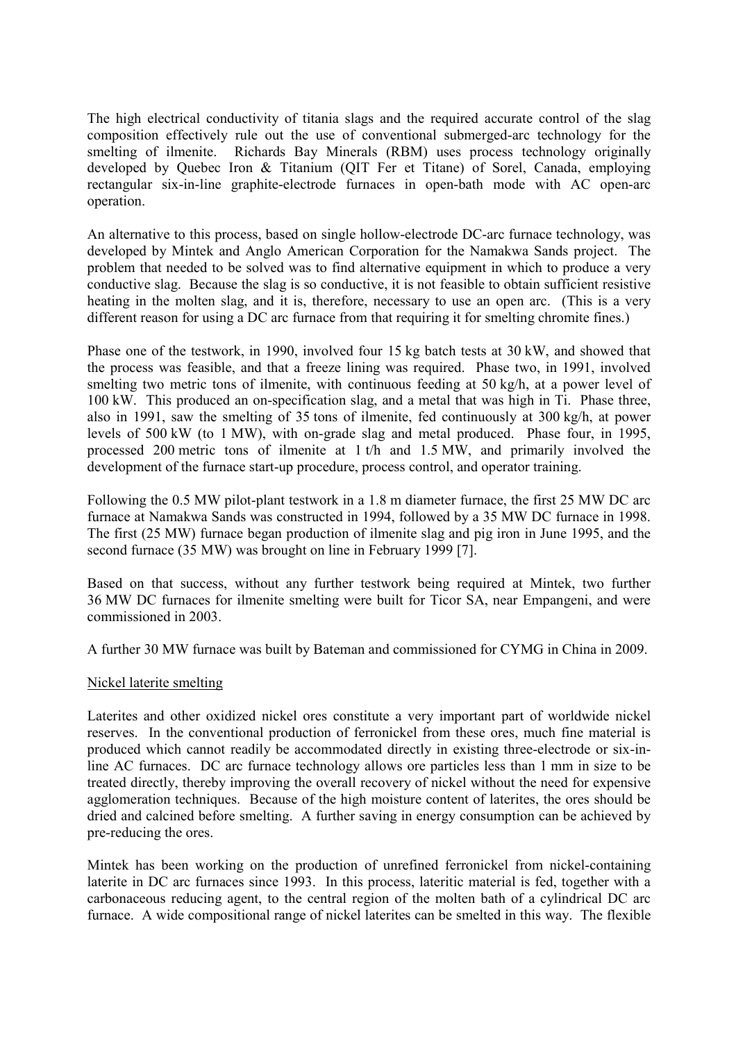The high electrical conductivity of titania slags and the required accurate control of the slag composition effectively rule out the use of conventional submerged-arc technology for the smelting of ilmenite. Richards Bay Minerals (RBM) uses process technology originally developed by Quebec Iron & Titanium (QIT Fer et Titane) of Sorel, Canada, employing rectangular six-in-line graphite-electrode furnaces in open-bath mode with AC open-arc operation.

An alternative to this process, based on single hollow-electrode DC-arc furnace technology, was developed by Mintek and Anglo American Corporation for the Namakwa Sands project. The problem that needed to be solved was to find alternative equipment in which to produce a very conductive slag. Because the slag is so conductive, it is not feasible to obtain sufficient resistive heating in the molten slag, and it is, therefore, necessary to use an open arc. (This is a very different reason for using a DC arc furnace from that requiring it for smelting chromite fines.)

Phase one of the testwork, in 1990, involved four 15 kg batch tests at 30 kW, and showed that the process was feasible, and that a freeze lining was required. Phase two, in 1991, involved smelting two metric tons of ilmenite, with continuous feeding at 50 kg/h, at a power level of 100 kW. This produced an on-specification slag, and a metal that was high in Ti. Phase three, also in 1991, saw the smelting of 35 tons of ilmenite, fed continuously at 300 kg/h, at power levels of 500 kW (to 1 MW), with on-grade slag and metal produced. Phase four, in 1995, processed 200 metric tons of ilmenite at 1 t/h and 1.5 MW, and primarily involved the development of the furnace start-up procedure, process control, and operator training.

Following the 0.5 MW pilot-plant testwork in a 1.8 m diameter furnace, the first 25 MW DC arc furnace at Namakwa Sands was constructed in 1994, followed by a 35 MW DC furnace in 1998. The first (25 MW) furnace began production of ilmenite slag and pig iron in June 1995, and the second furnace (35 MW) was brought on line in February 1999 [7].

Based on that success, without any further testwork being required at Mintek, two further 36 MW DC furnaces for ilmenite smelting were built for Ticor SA, near Empangeni, and were commissioned in 2003.

A further 30 MW furnace was built by Bateman and commissioned for CYMG in China in 2009.

<u>Nickel laterite smelting</u>

Laterites and other oxidized nickel ores constitute a very important part of worldwide nickel reserves. In the conventional production of ferronickel from these ores, much fine material is produced which cannot readily be accommodated directly in existing three-electrode or six-in-line AC furnaces. DC arc furnace technology allows ore particles less than 1 mm in size to be treated directly, thereby improving the overall recovery of nickel without the need for expensive agglomeration techniques. Because of the high moisture content of laterites, the ores should be dried and calcined before smelting. A further saving in energy consumption can be achieved by pre-reducing the ores.

Mintek has been working on the production of unrefined ferronickel from nickel-containing laterite in DC arc furnaces since 1993. In this process, lateritic material is fed, together with a carbonaceous reducing agent, to the central region of the molten bath of a cylindrical DC arc furnace. A wide compositional range of nickel laterites can be smelted in this way. The flexible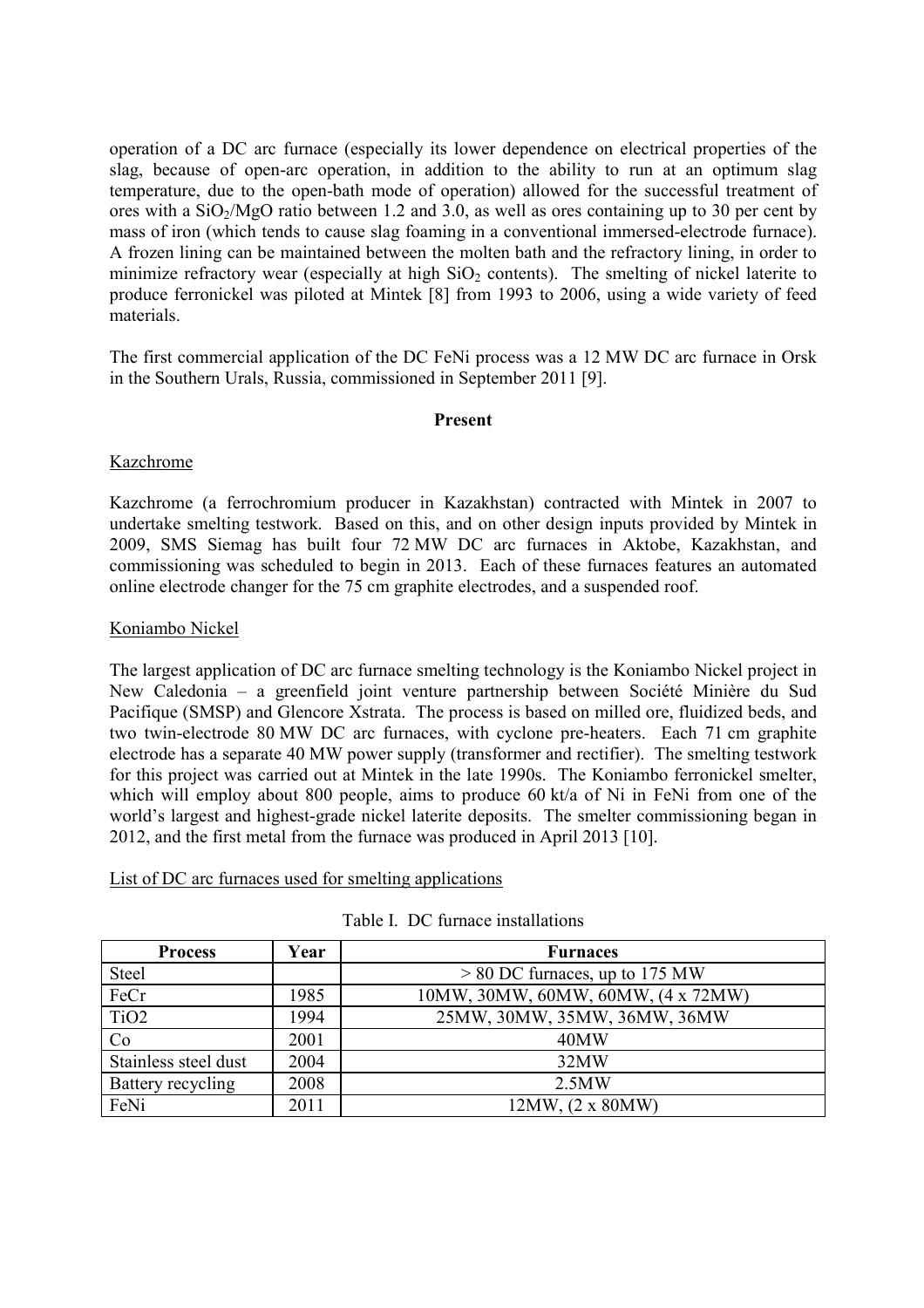operation of a DC arc furnace (especially its lower dependence on electrical properties of the slag, because of open-arc operation, in addition to the ability to run at an optimum slag temperature, due to the open-bath mode of operation) allowed for the successful treatment of ores with a $SiO_2$/$MgO$ ratio between 1.2 and 3.0, as well as ores containing up to 30 per cent by mass of iron (which tends to cause slag foaming in a conventional immersed-electrode furnace). A frozen lining can be maintained between the molten bath and the refractory lining, in order to minimize refractory wear (especially at high $SiO_2$ contents). The smelting of nickel laterite to produce ferronickel was piloted at Mintek [8] from 1993 to 2006, using a wide variety of feed materials.

The first commercial application of the DC FeNi process was a 12 MW DC arc furnace in Orsk in the Southern Urals, Russia, commissioned in September 2011 [9].

## Present

### Kazchrome

Kazchrome (a ferrochromium producer in Kazakhstan) contracted with Mintek in 2007 to undertake smelting testwork. Based on this, and on other design inputs provided by Mintek in 2009, SMS Siemag has built four 72 MW DC arc furnaces in Aktobe, Kazakhstan, and commissioning was scheduled to begin in 2013. Each of these furnaces features an automated online electrode changer for the 75 cm graphite electrodes, and a suspended roof.

### Koniambo Nickel

The largest application of DC arc furnace smelting technology is the Koniambo Nickel project in New Caledonia – a greenfield joint venture partnership between Société Minière du Sud Pacifique (SMSP) and Glencore Xstrata. The process is based on milled ore, fluidized beds, and two twin-electrode 80 MW DC arc furnaces, with cyclone pre-heaters. Each 71 cm graphite electrode has a separate 40 MW power supply (transformer and rectifier). The smelting testwork for this project was carried out at Mintek in the late 1990s. The Koniambo ferronickel smelter, which will employ about 800 people, aims to produce 60 kt/a of Ni in FeNi from one of the world's largest and highest-grade nickel laterite deposits. The smelter commissioning began in 2012, and the first metal from the furnace was produced in April 2013 [10].

### List of DC arc furnaces used for smelting applications

Table I. DC furnace installations

| Process | Year | Furnaces |
|---|---|---|
| Steel | | > 80 DC furnaces, up to 175 MW |
| FeCr | 1985 | 10MW, 30MW, 60MW, 60MW, (4 x 72MW) |
| $TiO_2$ | 1994 | 25MW, 30MW, 35MW, 36MW, 36MW |
| Co | 2001 | 40MW |
| Stainless steel dust | 2004 | 32MW |
| Battery recycling | 2008 | 2.5MW |
| FeNi | 2011 | 12MW, (2 x 80MW) |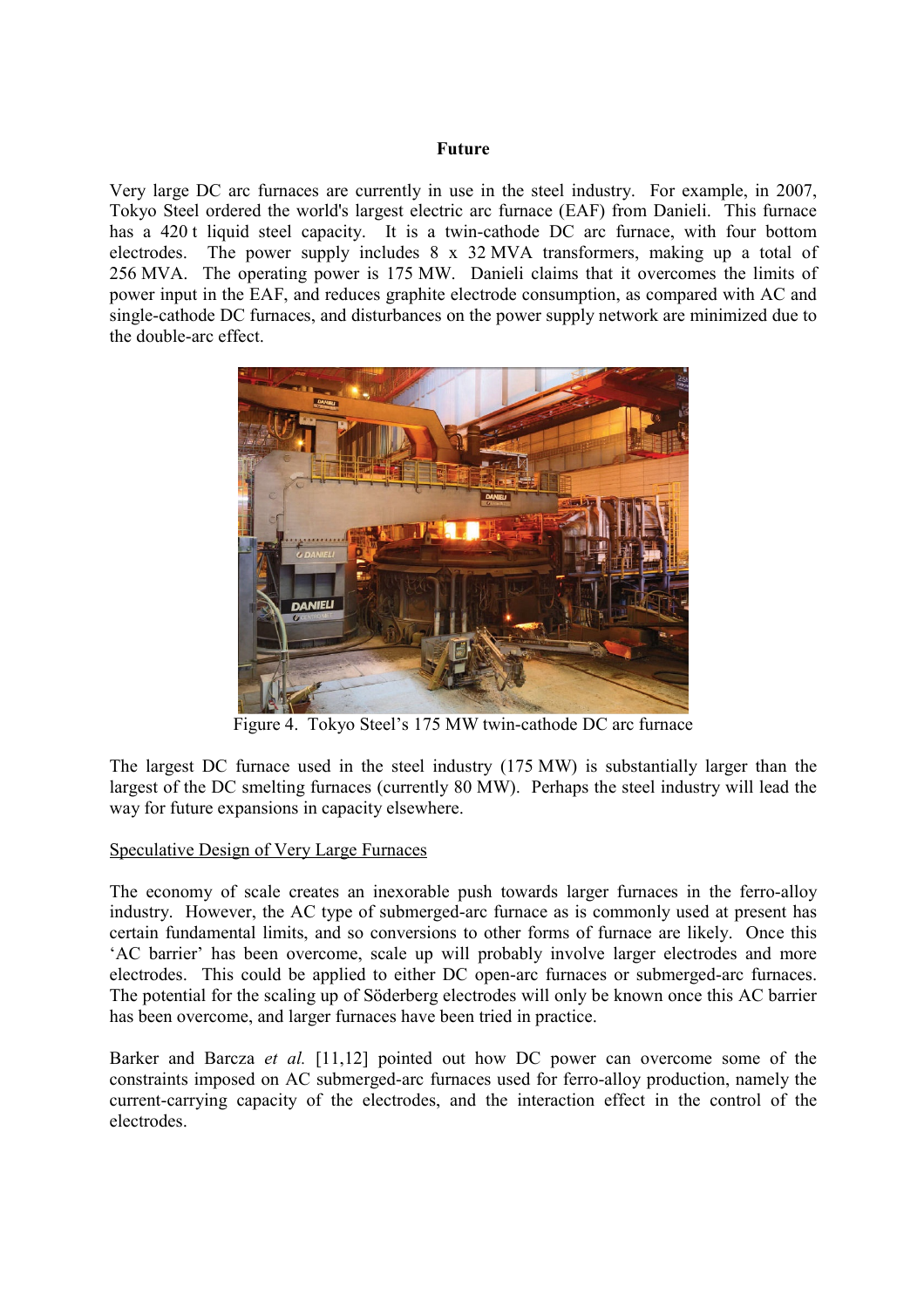## Future

Very large DC arc furnaces are currently in use in the steel industry. For example, in 2007, Tokyo Steel ordered the world's largest electric arc furnace (EAF) from Danieli. This furnace has a 420 t liquid steel capacity. It is a twin-cathode DC arc furnace, with four bottom electrodes. The power supply includes 8 x 32 MVA transformers, making up a total of 256 MVA. The operating power is 175 MW. Danieli claims that it overcomes the limits of power input in the EAF, and reduces graphite electrode consumption, as compared with AC and single-cathode DC furnaces, and disturbances on the power supply network are minimized due to the double-arc effect.

Figure 4. Tokyo Steel's 175 MW twin-cathode DC arc furnace

The largest DC furnace used in the steel industry (175 MW) is substantially larger than the largest of the DC smelting furnaces (currently 80 MW). Perhaps the steel industry will lead the way for future expansions in capacity elsewhere.

### Speculative Design of Very Large Furnaces

The economy of scale creates an inexorable push towards larger furnaces in the ferro-alloy industry. However, the AC type of submerged-arc furnace as is commonly used at present has certain fundamental limits, and so conversions to other forms of furnace are likely. Once this 'AC barrier' has been overcome, scale up will probably involve larger electrodes and more electrodes. This could be applied to either DC open-arc furnaces or submerged-arc furnaces. The potential for the scaling up of Söderberg electrodes will only be known once this AC barrier has been overcome, and larger furnaces have been tried in practice.

Barker and Barcza *et al.* [11,12] pointed out how DC power can overcome some of the constraints imposed on AC submerged-arc furnaces used for ferro-alloy production, namely the current-carrying capacity of the electrodes, and the interaction effect in the control of the electrodes.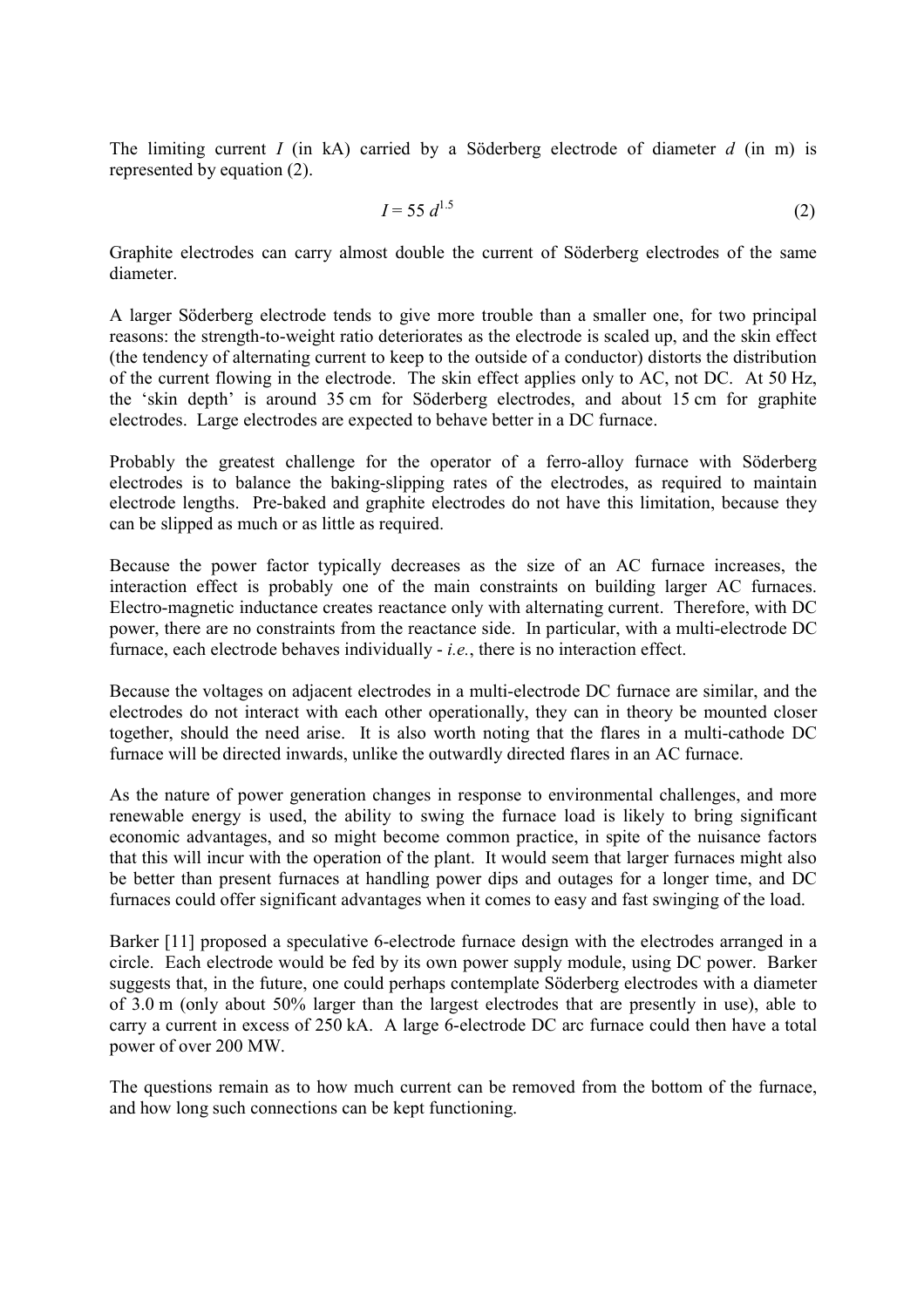The limiting current $I$ (in kA) carried by a Söderberg electrode of diameter $d$ (in m) is represented by equation (2).

$$I = 55\, d^{1.5} \tag{2}$$

Graphite electrodes can carry almost double the current of Söderberg electrodes of the same diameter.

A larger Söderberg electrode tends to give more trouble than a smaller one, for two principal reasons: the strength-to-weight ratio deteriorates as the electrode is scaled up, and the skin effect (the tendency of alternating current to keep to the outside of a conductor) distorts the distribution of the current flowing in the electrode. The skin effect applies only to AC, not DC. At 50 Hz, the 'skin depth' is around 35 cm for Söderberg electrodes, and about 15 cm for graphite electrodes. Large electrodes are expected to behave better in a DC furnace.

Probably the greatest challenge for the operator of a ferro-alloy furnace with Söderberg electrodes is to balance the baking-slipping rates of the electrodes, as required to maintain electrode lengths. Pre-baked and graphite electrodes do not have this limitation, because they can be slipped as much or as little as required.

Because the power factor typically decreases as the size of an AC furnace increases, the interaction effect is probably one of the main constraints on building larger AC furnaces. Electro-magnetic inductance creates reactance only with alternating current. Therefore, with DC power, there are no constraints from the reactance side. In particular, with a multi-electrode DC furnace, each electrode behaves individually - *i.e.*, there is no interaction effect.

Because the voltages on adjacent electrodes in a multi-electrode DC furnace are similar, and the electrodes do not interact with each other operationally, they can in theory be mounted closer together, should the need arise. It is also worth noting that the flares in a multi-cathode DC furnace will be directed inwards, unlike the outwardly directed flares in an AC furnace.

As the nature of power generation changes in response to environmental challenges, and more renewable energy is used, the ability to swing the furnace load is likely to bring significant economic advantages, and so might become common practice, in spite of the nuisance factors that this will incur with the operation of the plant. It would seem that larger furnaces might also be better than present furnaces at handling power dips and outages for a longer time, and DC furnaces could offer significant advantages when it comes to easy and fast swinging of the load.

Barker [11] proposed a speculative 6-electrode furnace design with the electrodes arranged in a circle. Each electrode would be fed by its own power supply module, using DC power. Barker suggests that, in the future, one could perhaps contemplate Söderberg electrodes with a diameter of 3.0 m (only about 50% larger than the largest electrodes that are presently in use), able to carry a current in excess of 250 kA. A large 6-electrode DC arc furnace could then have a total power of over 200 MW.

The questions remain as to how much current can be removed from the bottom of the furnace, and how long such connections can be kept functioning.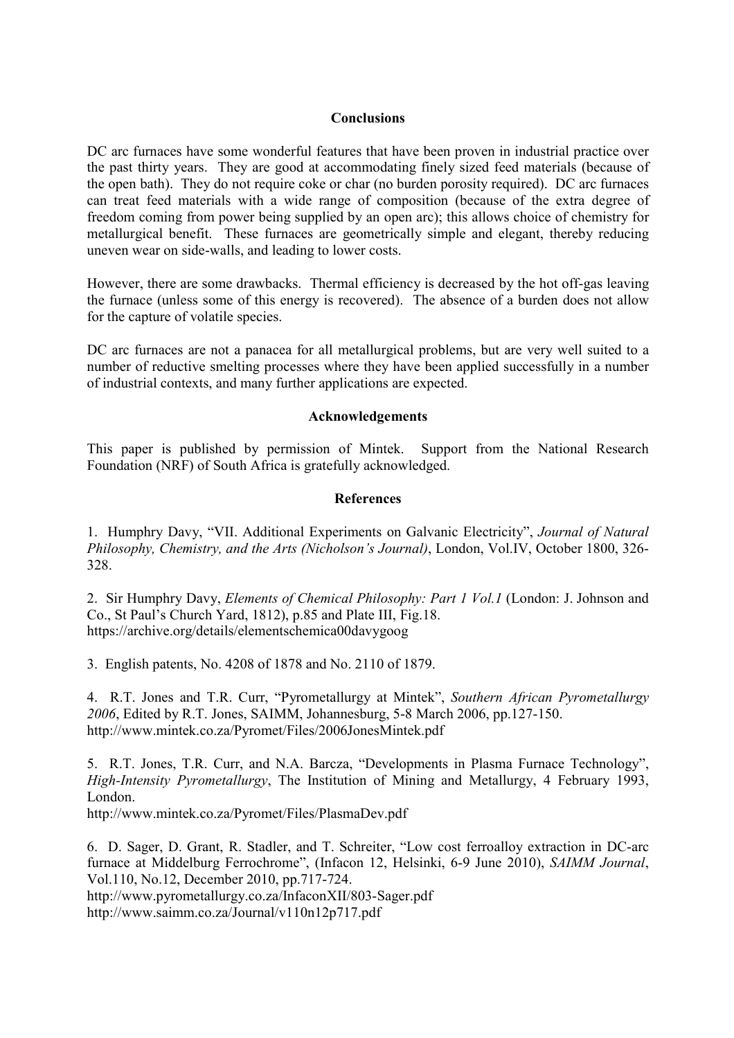## Conclusions

DC arc furnaces have some wonderful features that have been proven in industrial practice over the past thirty years. They are good at accommodating finely sized feed materials (because of the open bath). They do not require coke or char (no burden porosity required). DC arc furnaces can treat feed materials with a wide range of composition (because of the extra degree of freedom coming from power being supplied by an open arc); this allows choice of chemistry for metallurgical benefit. These furnaces are geometrically simple and elegant, thereby reducing uneven wear on side-walls, and leading to lower costs.

However, there are some drawbacks. Thermal efficiency is decreased by the hot off-gas leaving the furnace (unless some of this energy is recovered). The absence of a burden does not allow for the capture of volatile species.

DC arc furnaces are not a panacea for all metallurgical problems, but are very well suited to a number of reductive smelting processes where they have been applied successfully in a number of industrial contexts, and many further applications are expected.

## Acknowledgements

This paper is published by permission of Mintek. Support from the National Research Foundation (NRF) of South Africa is gratefully acknowledged.

## References

1. Humphry Davy, "VII. Additional Experiments on Galvanic Electricity", *Journal of Natural Philosophy, Chemistry, and the Arts (Nicholson's Journal)*, London, Vol.IV, October 1800, 326-328.

2. Sir Humphry Davy, *Elements of Chemical Philosophy: Part 1 Vol.1* (London: J. Johnson and Co., St Paul's Church Yard, 1812), p.85 and Plate III, Fig.18.
https://archive.org/details/elementschemica00davygoog

3. English patents, No. 4208 of 1878 and No. 2110 of 1879.

4. R.T. Jones and T.R. Curr, "Pyrometallurgy at Mintek", *Southern African Pyrometallurgy 2006*, Edited by R.T. Jones, SAIMM, Johannesburg, 5-8 March 2006, pp.127-150.
http://www.mintek.co.za/Pyromet/Files/2006JonesMintek.pdf

5. R.T. Jones, T.R. Curr, and N.A. Barcza, "Developments in Plasma Furnace Technology", *High-Intensity Pyrometallurgy*, The Institution of Mining and Metallurgy, 4 February 1993, London.
http://www.mintek.co.za/Pyromet/Files/PlasmaDev.pdf

6. D. Sager, D. Grant, R. Stadler, and T. Schreiter, "Low cost ferroalloy extraction in DC-arc furnace at Middelburg Ferrochrome", (Infacon 12, Helsinki, 6-9 June 2010), *SAIMM Journal*, Vol.110, No.12, December 2010, pp.717-724.
http://www.pyrometallurgy.co.za/InfaconXII/803-Sager.pdf
http://www.saimm.co.za/Journal/v110n12p717.pdf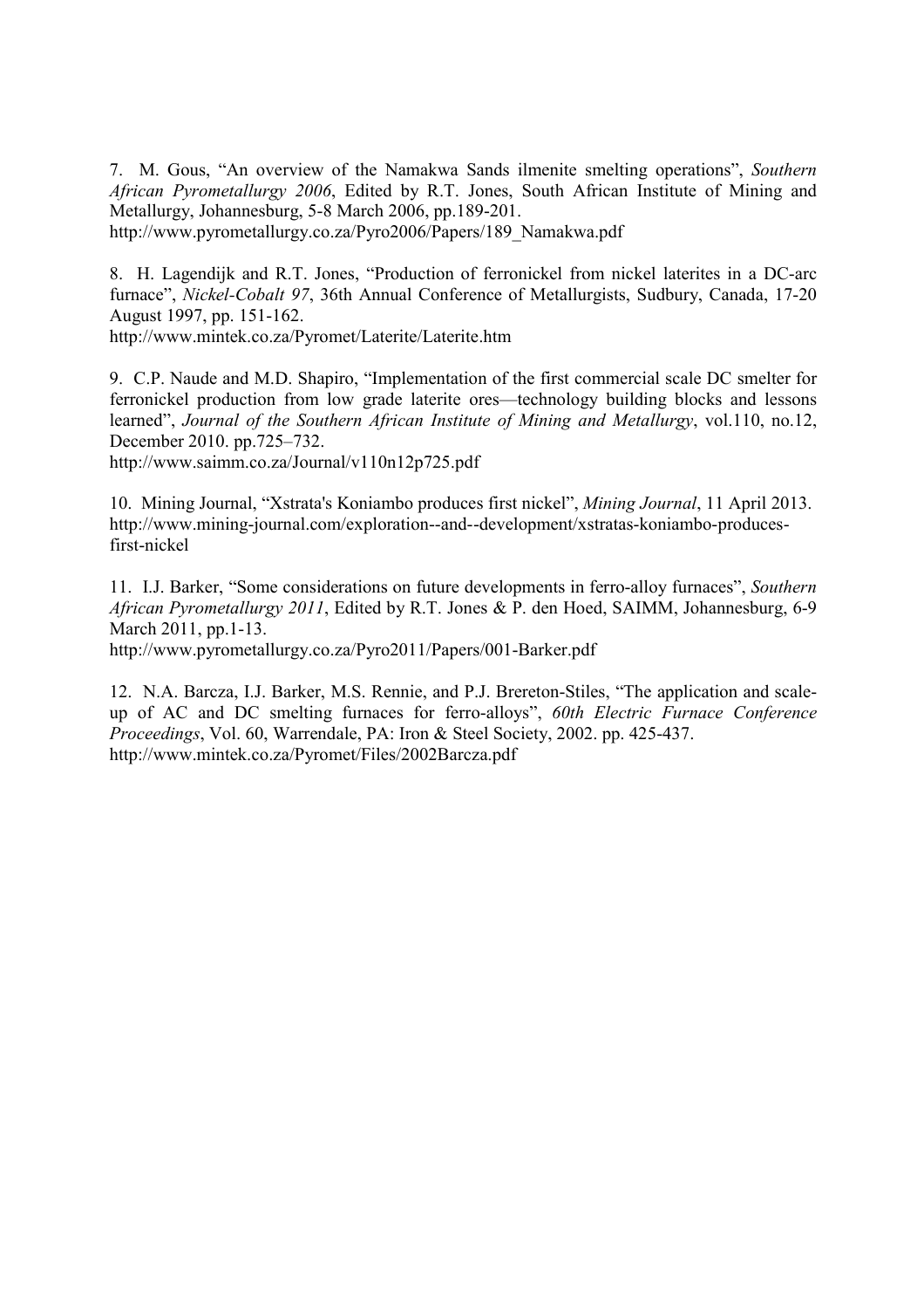7. M. Gous, "An overview of the Namakwa Sands ilmenite smelting operations", *Southern African Pyrometallurgy 2006*, Edited by R.T. Jones, South African Institute of Mining and Metallurgy, Johannesburg, 5-8 March 2006, pp.189-201.
http://www.pyrometallurgy.co.za/Pyro2006/Papers/189_Namakwa.pdf

8. H. Lagendijk and R.T. Jones, "Production of ferronickel from nickel laterites in a DC-arc furnace", *Nickel-Cobalt 97*, 36th Annual Conference of Metallurgists, Sudbury, Canada, 17-20 August 1997, pp. 151-162.
http://www.mintek.co.za/Pyromet/Laterite/Laterite.htm

9. C.P. Naude and M.D. Shapiro, "Implementation of the first commercial scale DC smelter for ferronickel production from low grade laterite ores—technology building blocks and lessons learned", *Journal of the Southern African Institute of Mining and Metallurgy*, vol.110, no.12, December 2010. pp.725–732.
http://www.saimm.co.za/Journal/v110n12p725.pdf

10. Mining Journal, "Xstrata's Koniambo produces first nickel", *Mining Journal*, 11 April 2013.
http://www.mining-journal.com/exploration--and--development/xstratas-koniambo-produces-first-nickel

11. I.J. Barker, "Some considerations on future developments in ferro-alloy furnaces", *Southern African Pyrometallurgy 2011*, Edited by R.T. Jones & P. den Hoed, SAIMM, Johannesburg, 6-9 March 2011, pp.1-13.
http://www.pyrometallurgy.co.za/Pyro2011/Papers/001-Barker.pdf

12. N.A. Barcza, I.J. Barker, M.S. Rennie, and P.J. Brereton-Stiles, "The application and scale-up of AC and DC smelting furnaces for ferro-alloys", *60th Electric Furnace Conference Proceedings*, Vol. 60, Warrendale, PA: Iron & Steel Society, 2002. pp. 425-437.
http://www.mintek.co.za/Pyromet/Files/2002Barcza.pdf